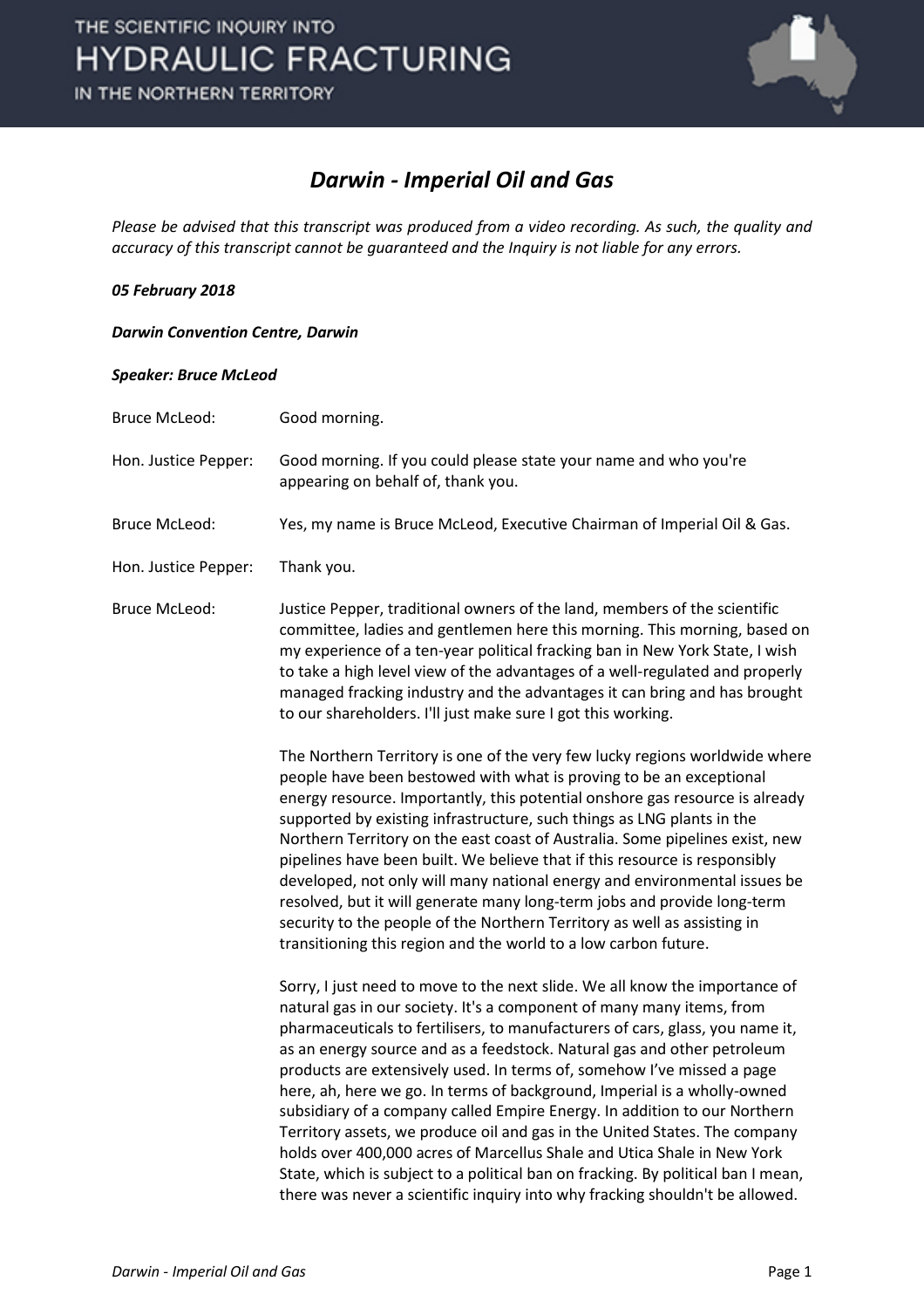# Darwin - Imperial Oil and Gas

*Please be advised that this transcript was produced from a video recording. As such, the quality and accuracy of this transcript cannot be guaranteed and the Inquiry is not liable for any errors.*

***05 February 2018***

***Darwin Convention Centre, Darwin***

***Speaker: Bruce McLeod***

| | |
|---|---|
| Bruce McLeod: | Good morning. |
| Hon. Justice Pepper: | Good morning. If you could please state your name and who you're appearing on behalf of, thank you. |
| Bruce McLeod: | Yes, my name is Bruce McLeod, Executive Chairman of Imperial Oil & Gas. |
| Hon. Justice Pepper: | Thank you. |

Bruce McLeod: Justice Pepper, traditional owners of the land, members of the scientific committee, ladies and gentlemen here this morning. This morning, based on my experience of a ten-year political fracking ban in New York State, I wish to take a high level view of the advantages of a well-regulated and properly managed fracking industry and the advantages it can bring and has brought to our shareholders. I'll just make sure I got this working.

The Northern Territory is one of the very few lucky regions worldwide where people have been bestowed with what is proving to be an exceptional energy resource. Importantly, this potential onshore gas resource is already supported by existing infrastructure, such things as LNG plants in the Northern Territory on the east coast of Australia. Some pipelines exist, new pipelines have been built. We believe that if this resource is responsibly developed, not only will many national energy and environmental issues be resolved, but it will generate many long-term jobs and provide long-term security to the people of the Northern Territory as well as assisting in transitioning this region and the world to a low carbon future.

Sorry, I just need to move to the next slide. We all know the importance of natural gas in our society. It's a component of many many items, from pharmaceuticals to fertilisers, to manufacturers of cars, glass, you name it, as an energy source and as a feedstock. Natural gas and other petroleum products are extensively used. In terms of, somehow I've missed a page here, ah, here we go. In terms of background, Imperial is a wholly-owned subsidiary of a company called Empire Energy. In addition to our Northern Territory assets, we produce oil and gas in the United States. The company holds over 400,000 acres of Marcellus Shale and Utica Shale in New York State, which is subject to a political ban on fracking. By political ban I mean, there was never a scientific inquiry into why fracking shouldn't be allowed.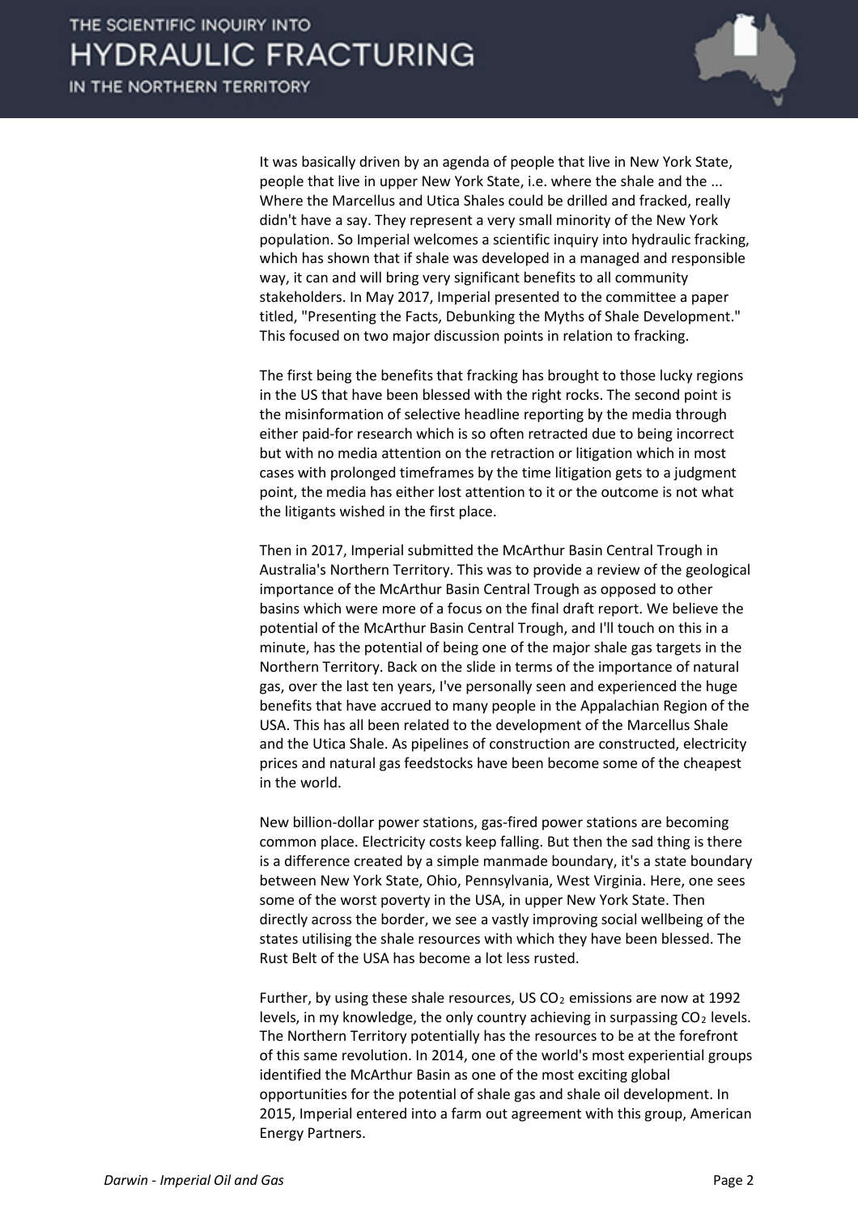It was basically driven by an agenda of people that live in New York State, people that live in upper New York State, i.e. where the shale and the ... Where the Marcellus and Utica Shales could be drilled and fracked, really didn't have a say. They represent a very small minority of the New York population. So Imperial welcomes a scientific inquiry into hydraulic fracking, which has shown that if shale was developed in a managed and responsible way, it can and will bring very significant benefits to all community stakeholders. In May 2017, Imperial presented to the committee a paper titled, "Presenting the Facts, Debunking the Myths of Shale Development." This focused on two major discussion points in relation to fracking.

The first being the benefits that fracking has brought to those lucky regions in the US that have been blessed with the right rocks. The second point is the misinformation of selective headline reporting by the media through either paid-for research which is so often retracted due to being incorrect but with no media attention on the retraction or litigation which in most cases with prolonged timeframes by the time litigation gets to a judgment point, the media has either lost attention to it or the outcome is not what the litigants wished in the first place.

Then in 2017, Imperial submitted the McArthur Basin Central Trough in Australia's Northern Territory. This was to provide a review of the geological importance of the McArthur Basin Central Trough as opposed to other basins which were more of a focus on the final draft report. We believe the potential of the McArthur Basin Central Trough, and I'll touch on this in a minute, has the potential of being one of the major shale gas targets in the Northern Territory. Back on the slide in terms of the importance of natural gas, over the last ten years, I've personally seen and experienced the huge benefits that have accrued to many people in the Appalachian Region of the USA. This has all been related to the development of the Marcellus Shale and the Utica Shale. As pipelines of construction are constructed, electricity prices and natural gas feedstocks have been become some of the cheapest in the world.

New billion-dollar power stations, gas-fired power stations are becoming common place. Electricity costs keep falling. But then the sad thing is there is a difference created by a simple manmade boundary, it's a state boundary between New York State, Ohio, Pennsylvania, West Virginia. Here, one sees some of the worst poverty in the USA, in upper New York State. Then directly across the border, we see a vastly improving social wellbeing of the states utilising the shale resources with which they have been blessed. The Rust Belt of the USA has become a lot less rusted.

Further, by using these shale resources, US $CO_2$ emissions are now at 1992 levels, in my knowledge, the only country achieving in surpassing $CO_2$ levels. The Northern Territory potentially has the resources to be at the forefront of this same revolution. In 2014, one of the world's most experiential groups identified the McArthur Basin as one of the most exciting global opportunities for the potential of shale gas and shale oil development. In 2015, Imperial entered into a farm out agreement with this group, American Energy Partners.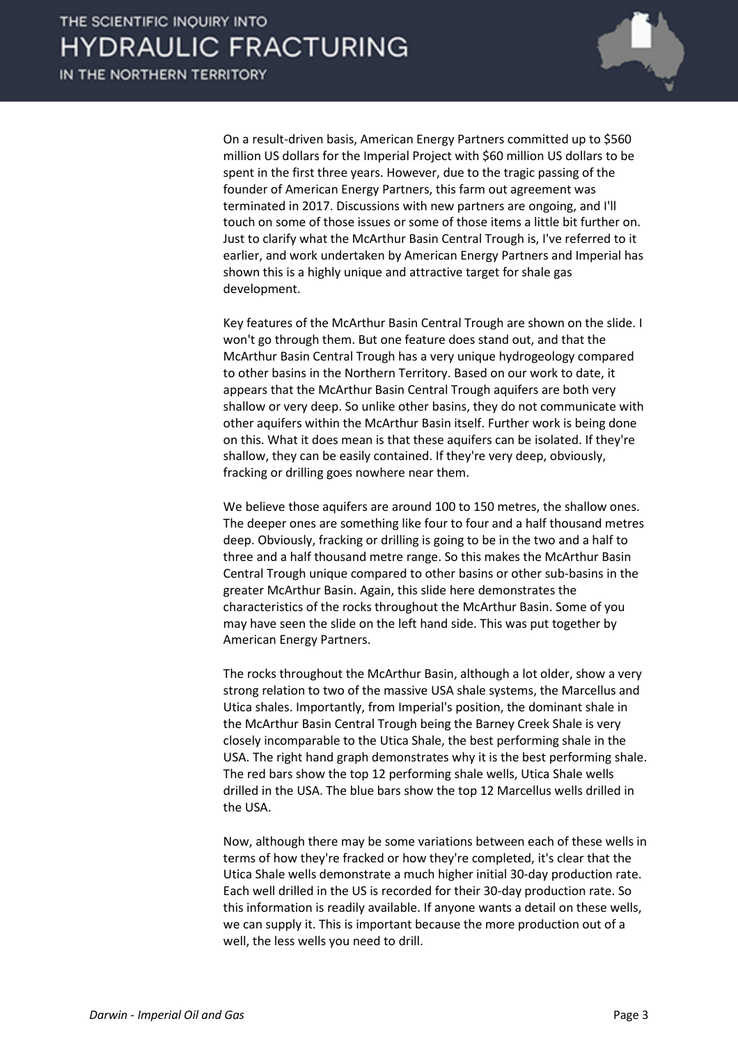On a result-driven basis, American Energy Partners committed up to $560 million US dollars for the Imperial Project with $60 million US dollars to be spent in the first three years. However, due to the tragic passing of the founder of American Energy Partners, this farm out agreement was terminated in 2017. Discussions with new partners are ongoing, and I'll touch on some of those issues or some of those items a little bit further on. Just to clarify what the McArthur Basin Central Trough is, I've referred to it earlier, and work undertaken by American Energy Partners and Imperial has shown this is a highly unique and attractive target for shale gas development.

Key features of the McArthur Basin Central Trough are shown on the slide. I won't go through them. But one feature does stand out, and that the McArthur Basin Central Trough has a very unique hydrogeology compared to other basins in the Northern Territory. Based on our work to date, it appears that the McArthur Basin Central Trough aquifers are both very shallow or very deep. So unlike other basins, they do not communicate with other aquifers within the McArthur Basin itself. Further work is being done on this. What it does mean is that these aquifers can be isolated. If they're shallow, they can be easily contained. If they're very deep, obviously, fracking or drilling goes nowhere near them.

We believe those aquifers are around 100 to 150 metres, the shallow ones. The deeper ones are something like four to four and a half thousand metres deep. Obviously, fracking or drilling is going to be in the two and a half to three and a half thousand metre range. So this makes the McArthur Basin Central Trough unique compared to other basins or other sub-basins in the greater McArthur Basin. Again, this slide here demonstrates the characteristics of the rocks throughout the McArthur Basin. Some of you may have seen the slide on the left hand side. This was put together by American Energy Partners.

The rocks throughout the McArthur Basin, although a lot older, show a very strong relation to two of the massive USA shale systems, the Marcellus and Utica shales. Importantly, from Imperial's position, the dominant shale in the McArthur Basin Central Trough being the Barney Creek Shale is very closely incomparable to the Utica Shale, the best performing shale in the USA. The right hand graph demonstrates why it is the best performing shale. The red bars show the top 12 performing shale wells, Utica Shale wells drilled in the USA. The blue bars show the top 12 Marcellus wells drilled in the USA.

Now, although there may be some variations between each of these wells in terms of how they're fracked or how they're completed, it's clear that the Utica Shale wells demonstrate a much higher initial 30-day production rate. Each well drilled in the US is recorded for their 30-day production rate. So this information is readily available. If anyone wants a detail on these wells, we can supply it. This is important because the more production out of a well, the less wells you need to drill.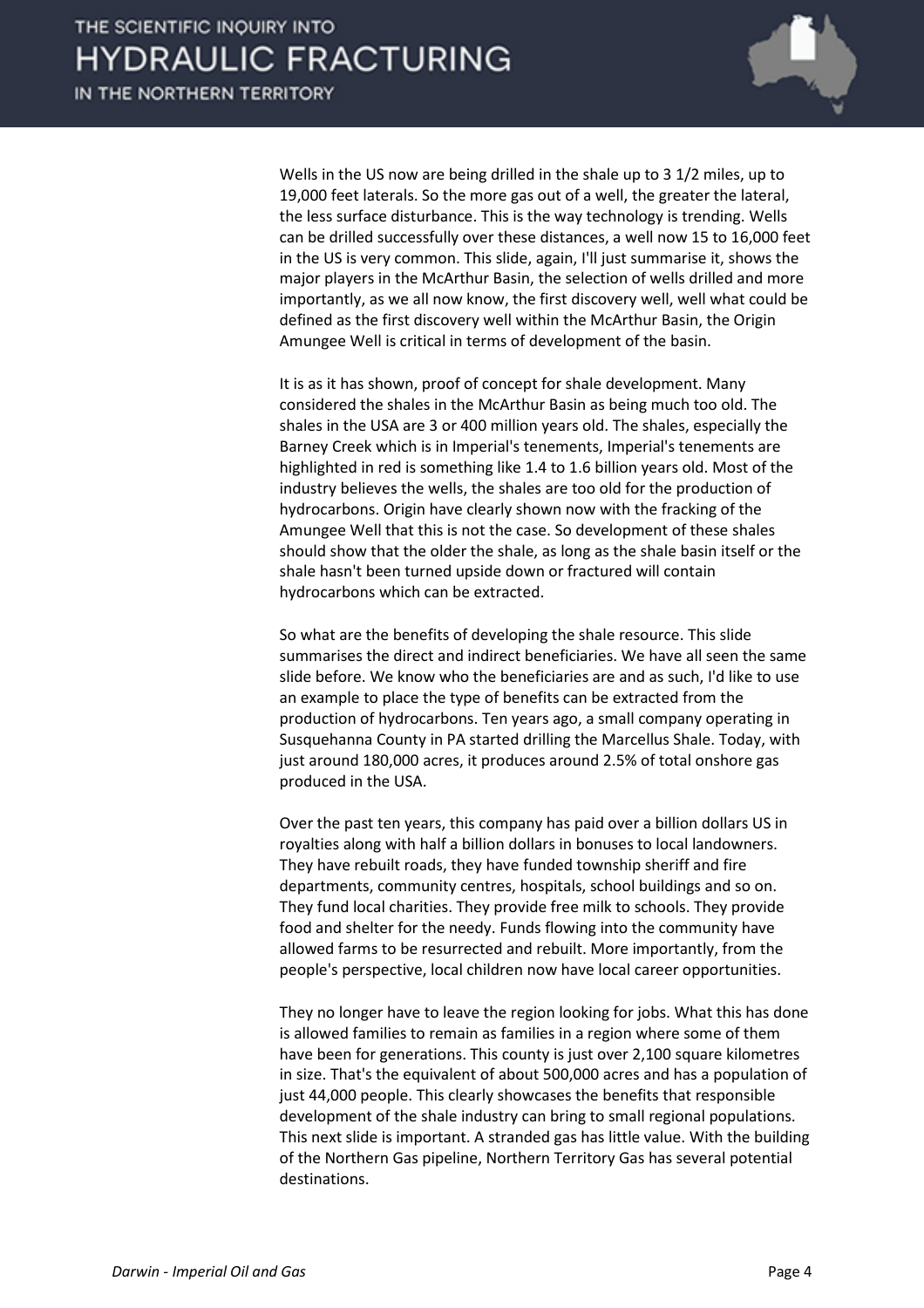Wells in the US now are being drilled in the shale up to 3 1/2 miles, up to 19,000 feet laterals. So the more gas out of a well, the greater the lateral, the less surface disturbance. This is the way technology is trending. Wells can be drilled successfully over these distances, a well now 15 to 16,000 feet in the US is very common. This slide, again, I'll just summarise it, shows the major players in the McArthur Basin, the selection of wells drilled and more importantly, as we all now know, the first discovery well, well what could be defined as the first discovery well within the McArthur Basin, the Origin Amungee Well is critical in terms of development of the basin.

It is as it has shown, proof of concept for shale development. Many considered the shales in the McArthur Basin as being much too old. The shales in the USA are 3 or 400 million years old. The shales, especially the Barney Creek which is in Imperial's tenements, Imperial's tenements are highlighted in red is something like 1.4 to 1.6 billion years old. Most of the industry believes the wells, the shales are too old for the production of hydrocarbons. Origin have clearly shown now with the fracking of the Amungee Well that this is not the case. So development of these shales should show that the older the shale, as long as the shale basin itself or the shale hasn't been turned upside down or fractured will contain hydrocarbons which can be extracted.

So what are the benefits of developing the shale resource. This slide summarises the direct and indirect beneficiaries. We have all seen the same slide before. We know who the beneficiaries are and as such, I'd like to use an example to place the type of benefits can be extracted from the production of hydrocarbons. Ten years ago, a small company operating in Susquehanna County in PA started drilling the Marcellus Shale. Today, with just around 180,000 acres, it produces around 2.5% of total onshore gas produced in the USA.

Over the past ten years, this company has paid over a billion dollars US in royalties along with half a billion dollars in bonuses to local landowners. They have rebuilt roads, they have funded township sheriff and fire departments, community centres, hospitals, school buildings and so on. They fund local charities. They provide free milk to schools. They provide food and shelter for the needy. Funds flowing into the community have allowed farms to be resurrected and rebuilt. More importantly, from the people's perspective, local children now have local career opportunities.

They no longer have to leave the region looking for jobs. What this has done is allowed families to remain as families in a region where some of them have been for generations. This county is just over 2,100 square kilometres in size. That's the equivalent of about 500,000 acres and has a population of just 44,000 people. This clearly showcases the benefits that responsible development of the shale industry can bring to small regional populations. This next slide is important. A stranded gas has little value. With the building of the Northern Gas pipeline, Northern Territory Gas has several potential destinations.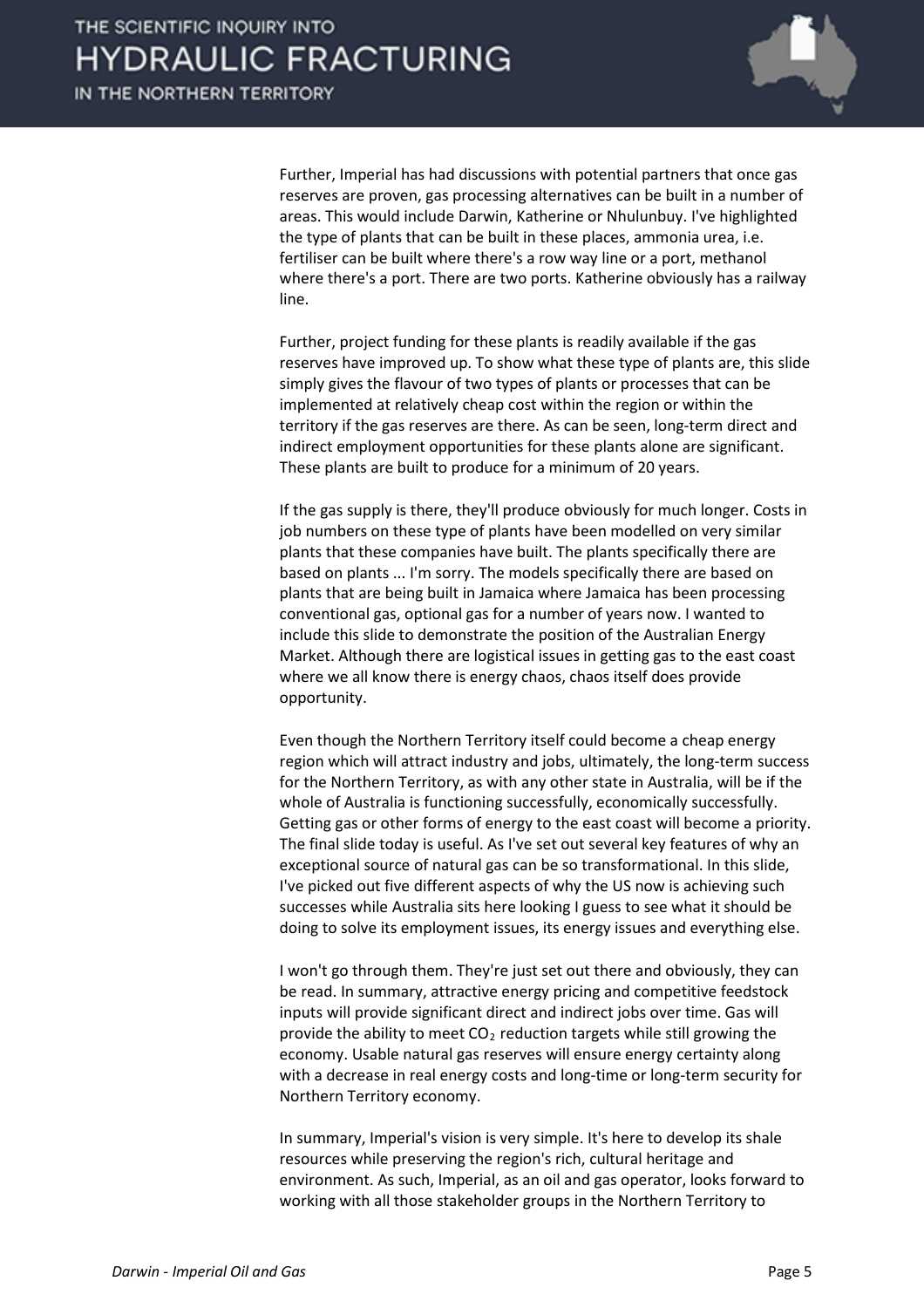Further, Imperial has had discussions with potential partners that once gas reserves are proven, gas processing alternatives can be built in a number of areas. This would include Darwin, Katherine or Nhulunbuy. I've highlighted the type of plants that can be built in these places, ammonia urea, i.e. fertiliser can be built where there's a row way line or a port, methanol where there's a port. There are two ports. Katherine obviously has a railway line.

Further, project funding for these plants is readily available if the gas reserves have improved up. To show what these type of plants are, this slide simply gives the flavour of two types of plants or processes that can be implemented at relatively cheap cost within the region or within the territory if the gas reserves are there. As can be seen, long-term direct and indirect employment opportunities for these plants alone are significant. These plants are built to produce for a minimum of 20 years.

If the gas supply is there, they'll produce obviously for much longer. Costs in job numbers on these type of plants have been modelled on very similar plants that these companies have built. The plants specifically there are based on plants ... I'm sorry. The models specifically there are based on plants that are being built in Jamaica where Jamaica has been processing conventional gas, optional gas for a number of years now. I wanted to include this slide to demonstrate the position of the Australian Energy Market. Although there are logistical issues in getting gas to the east coast where we all know there is energy chaos, chaos itself does provide opportunity.

Even though the Northern Territory itself could become a cheap energy region which will attract industry and jobs, ultimately, the long-term success for the Northern Territory, as with any other state in Australia, will be if the whole of Australia is functioning successfully, economically successfully. Getting gas or other forms of energy to the east coast will become a priority. The final slide today is useful. As I've set out several key features of why an exceptional source of natural gas can be so transformational. In this slide, I've picked out five different aspects of why the US now is achieving such successes while Australia sits here looking I guess to see what it should be doing to solve its employment issues, its energy issues and everything else.

I won't go through them. They're just set out there and obviously, they can be read. In summary, attractive energy pricing and competitive feedstock inputs will provide significant direct and indirect jobs over time. Gas will provide the ability to meet $CO_2$ reduction targets while still growing the economy. Usable natural gas reserves will ensure energy certainty along with a decrease in real energy costs and long-time or long-term security for Northern Territory economy.

In summary, Imperial's vision is very simple. It's here to develop its shale resources while preserving the region's rich, cultural heritage and environment. As such, Imperial, as an oil and gas operator, looks forward to working with all those stakeholder groups in the Northern Territory to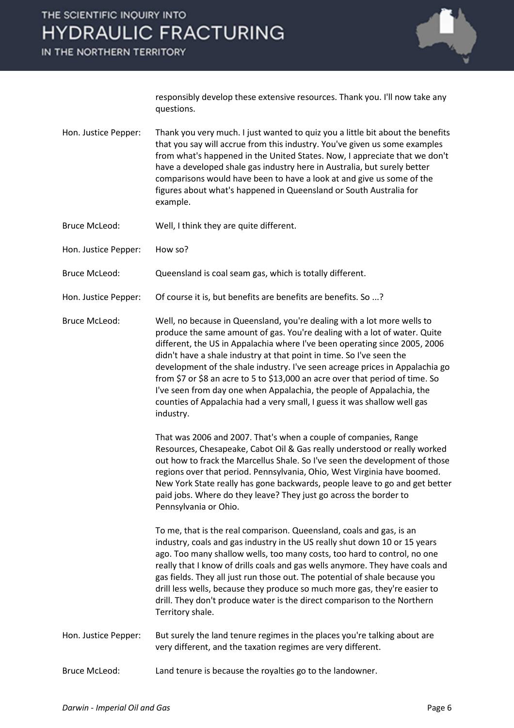responsibly develop these extensive resources. Thank you. I'll now take any questions.

**Hon. Justice Pepper:** Thank you very much. I just wanted to quiz you a little bit about the benefits that you say will accrue from this industry. You've given us some examples from what's happened in the United States. Now, I appreciate that we don't have a developed shale gas industry here in Australia, but surely better comparisons would have been to have a look at and give us some of the figures about what's happened in Queensland or South Australia for example.

**Bruce McLeod:** Well, I think they are quite different.

**Hon. Justice Pepper:** How so?

**Bruce McLeod:** Queensland is coal seam gas, which is totally different.

**Hon. Justice Pepper:** Of course it is, but benefits are benefits are benefits. So ...?

**Bruce McLeod:** Well, no because in Queensland, you're dealing with a lot more wells to produce the same amount of gas. You're dealing with a lot of water. Quite different, the US in Appalachia where I've been operating since 2005, 2006 didn't have a shale industry at that point in time. So I've seen the development of the shale industry. I've seen acreage prices in Appalachia go from $7 or $8 an acre to 5 to $13,000 an acre over that period of time. So I've seen from day one when Appalachia, the people of Appalachia, the counties of Appalachia had a very small, I guess it was shallow well gas industry.

That was 2006 and 2007. That's when a couple of companies, Range Resources, Chesapeake, Cabot Oil & Gas really understood or really worked out how to frack the Marcellus Shale. So I've seen the development of those regions over that period. Pennsylvania, Ohio, West Virginia have boomed. New York State really has gone backwards, people leave to go and get better paid jobs. Where do they leave? They just go across the border to Pennsylvania or Ohio.

To me, that is the real comparison. Queensland, coals and gas, is an industry, coals and gas industry in the US really shut down 10 or 15 years ago. Too many shallow wells, too many costs, too hard to control, no one really that I know of drills coals and gas wells anymore. They have coals and gas fields. They all just run those out. The potential of shale because you drill less wells, because they produce so much more gas, they're easier to drill. They don't produce water is the direct comparison to the Northern Territory shale.

**Hon. Justice Pepper:** But surely the land tenure regimes in the places you're talking about are very different, and the taxation regimes are very different.

**Bruce McLeod:** Land tenure is because the royalties go to the landowner.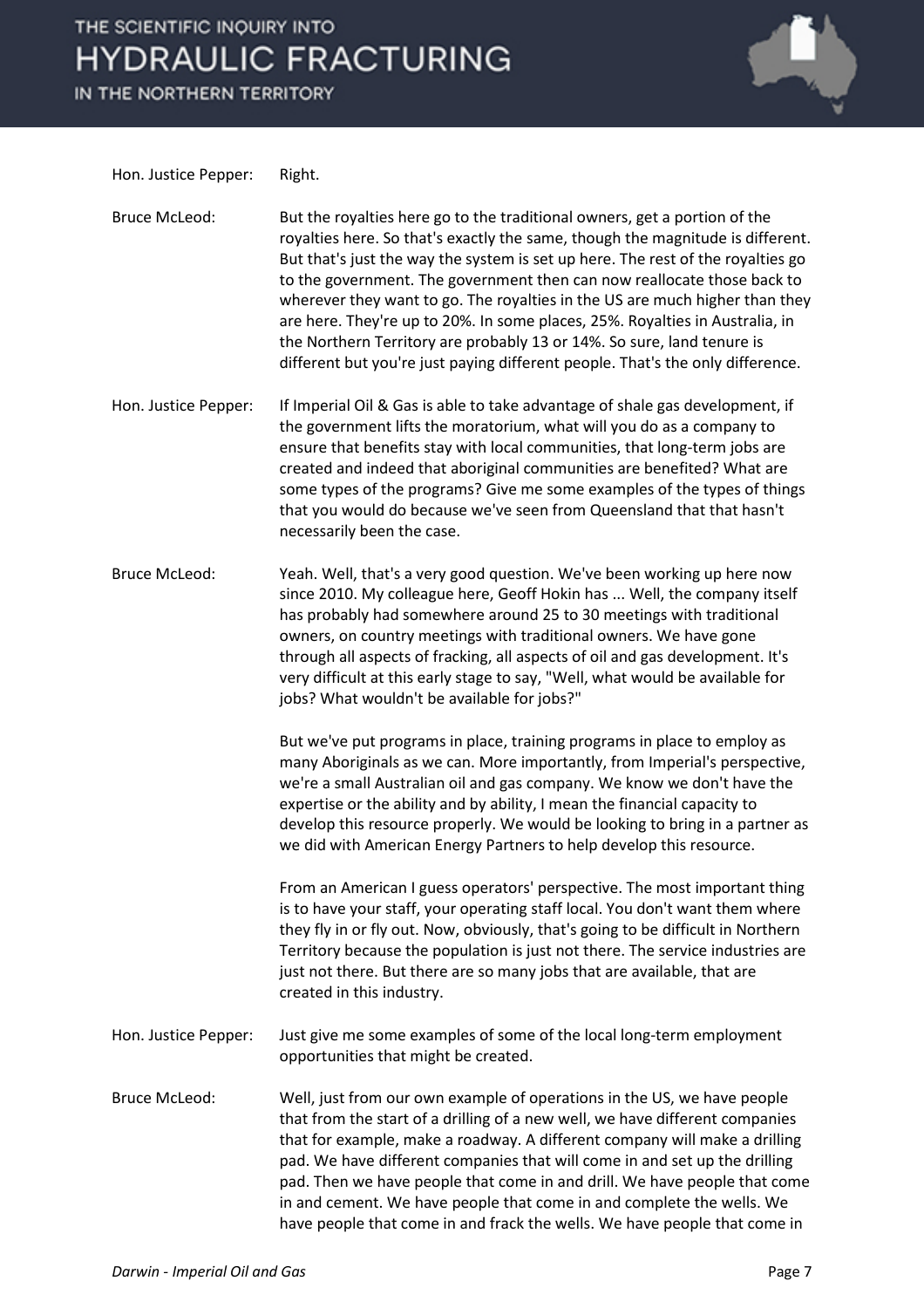Hon. Justice Pepper: Right.

Bruce McLeod: But the royalties here go to the traditional owners, get a portion of the royalties here. So that's exactly the same, though the magnitude is different. But that's just the way the system is set up here. The rest of the royalties go to the government. The government then can now reallocate those back to wherever they want to go. The royalties in the US are much higher than they are here. They're up to 20%. In some places, 25%. Royalties in Australia, in the Northern Territory are probably 13 or 14%. So sure, land tenure is different but you're just paying different people. That's the only difference.

Hon. Justice Pepper: If Imperial Oil & Gas is able to take advantage of shale gas development, if the government lifts the moratorium, what will you do as a company to ensure that benefits stay with local communities, that long-term jobs are created and indeed that aboriginal communities are benefited? What are some types of the programs? Give me some examples of the types of things that you would do because we've seen from Queensland that that hasn't necessarily been the case.

Bruce McLeod: Yeah. Well, that's a very good question. We've been working up here now since 2010. My colleague here, Geoff Hokin has ... Well, the company itself has probably had somewhere around 25 to 30 meetings with traditional owners, on country meetings with traditional owners. We have gone through all aspects of fracking, all aspects of oil and gas development. It's very difficult at this early stage to say, "Well, what would be available for jobs? What wouldn't be available for jobs?"

But we've put programs in place, training programs in place to employ as many Aboriginals as we can. More importantly, from Imperial's perspective, we're a small Australian oil and gas company. We know we don't have the expertise or the ability and by ability, I mean the financial capacity to develop this resource properly. We would be looking to bring in a partner as we did with American Energy Partners to help develop this resource.

From an American I guess operators' perspective. The most important thing is to have your staff, your operating staff local. You don't want them where they fly in or fly out. Now, obviously, that's going to be difficult in Northern Territory because the population is just not there. The service industries are just not there. But there are so many jobs that are available, that are created in this industry.

Hon. Justice Pepper: Just give me some examples of some of the local long-term employment opportunities that might be created.

Bruce McLeod: Well, just from our own example of operations in the US, we have people that from the start of a drilling of a new well, we have different companies that for example, make a roadway. A different company will make a drilling pad. We have different companies that will come in and set up the drilling pad. Then we have people that come in and drill. We have people that come in and cement. We have people that come in and complete the wells. We have people that come in and frack the wells. We have people that come in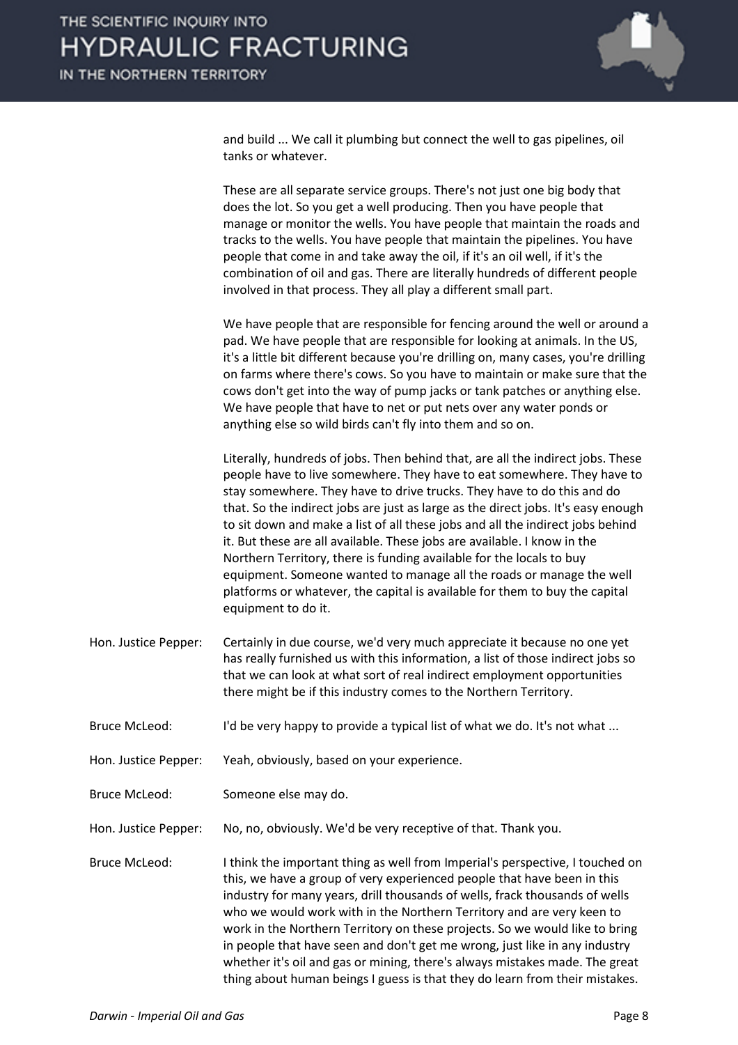and build ... We call it plumbing but connect the well to gas pipelines, oil tanks or whatever.

These are all separate service groups. There's not just one big body that does the lot. So you get a well producing. Then you have people that manage or monitor the wells. You have people that maintain the roads and tracks to the wells. You have people that maintain the pipelines. You have people that come in and take away the oil, if it's an oil well, if it's the combination of oil and gas. There are literally hundreds of different people involved in that process. They all play a different small part.

We have people that are responsible for fencing around the well or around a pad. We have people that are responsible for looking at animals. In the US, it's a little bit different because you're drilling on, many cases, you're drilling on farms where there's cows. So you have to maintain or make sure that the cows don't get into the way of pump jacks or tank patches or anything else. We have people that have to net or put nets over any water ponds or anything else so wild birds can't fly into them and so on.

Literally, hundreds of jobs. Then behind that, are all the indirect jobs. These people have to live somewhere. They have to eat somewhere. They have to stay somewhere. They have to drive trucks. They have to do this and do that. So the indirect jobs are just as large as the direct jobs. It's easy enough to sit down and make a list of all these jobs and all the indirect jobs behind it. But these are all available. These jobs are available. I know in the Northern Territory, there is funding available for the locals to buy equipment. Someone wanted to manage all the roads or manage the well platforms or whatever, the capital is available for them to buy the capital equipment to do it.

Hon. Justice Pepper: Certainly in due course, we'd very much appreciate it because no one yet has really furnished us with this information, a list of those indirect jobs so that we can look at what sort of real indirect employment opportunities there might be if this industry comes to the Northern Territory.

Bruce McLeod: I'd be very happy to provide a typical list of what we do. It's not what ...

Hon. Justice Pepper: Yeah, obviously, based on your experience.

Bruce McLeod: Someone else may do.

Hon. Justice Pepper: No, no, obviously. We'd be very receptive of that. Thank you.

Bruce McLeod: I think the important thing as well from Imperial's perspective, I touched on this, we have a group of very experienced people that have been in this industry for many years, drill thousands of wells, frack thousands of wells who we would work with in the Northern Territory and are very keen to work in the Northern Territory on these projects. So we would like to bring in people that have seen and don't get me wrong, just like in any industry whether it's oil and gas or mining, there's always mistakes made. The great thing about human beings I guess is that they do learn from their mistakes.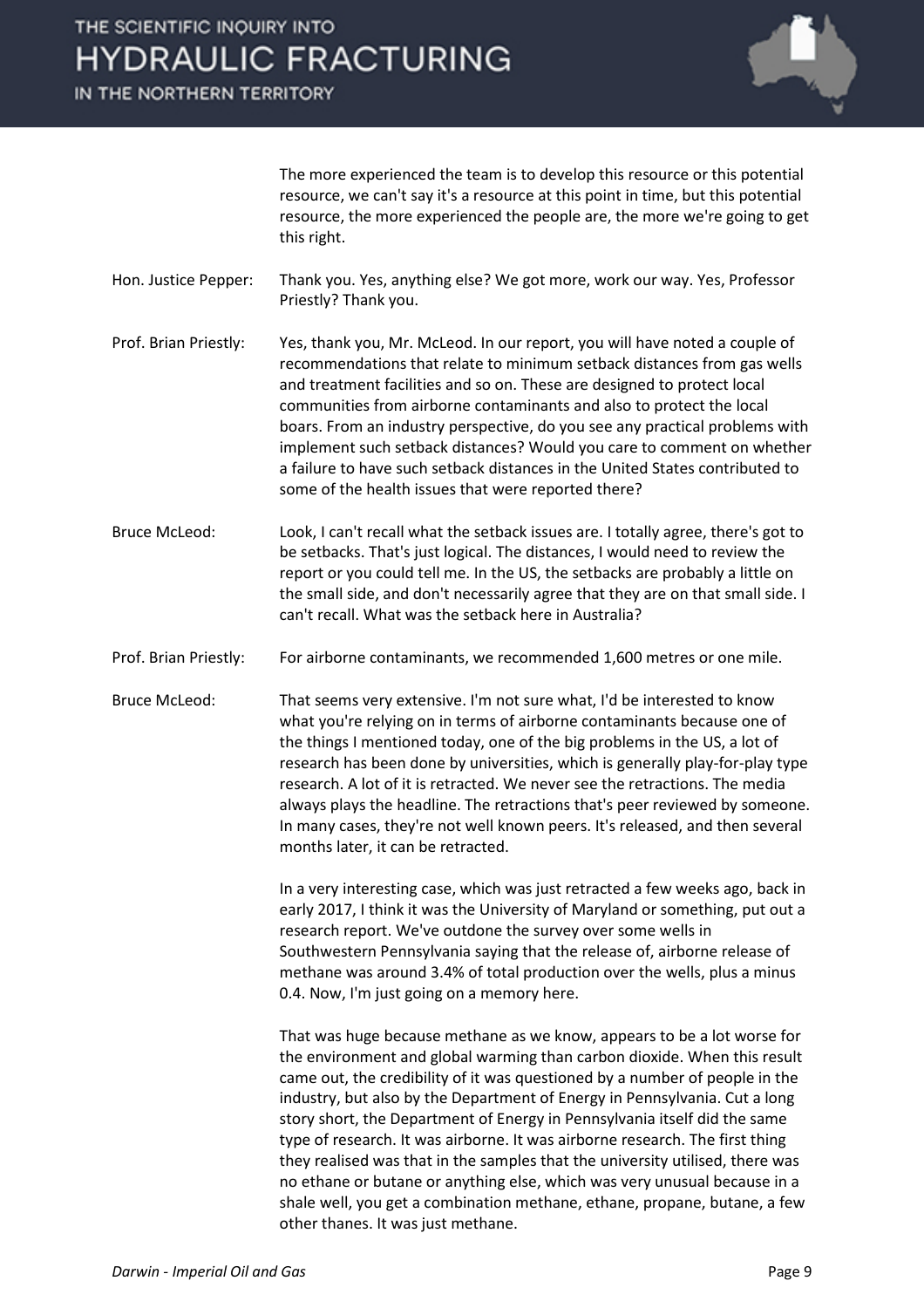The more experienced the team is to develop this resource or this potential resource, we can't say it's a resource at this point in time, but this potential resource, the more experienced the people are, the more we're going to get this right.

**Hon. Justice Pepper:** Thank you. Yes, anything else? We got more, work our way. Yes, Professor Priestly? Thank you.

**Prof. Brian Priestly:** Yes, thank you, Mr. McLeod. In our report, you will have noted a couple of recommendations that relate to minimum setback distances from gas wells and treatment facilities and so on. These are designed to protect local communities from airborne contaminants and also to protect the local boars. From an industry perspective, do you see any practical problems with implement such setback distances? Would you care to comment on whether a failure to have such setback distances in the United States contributed to some of the health issues that were reported there?

**Bruce McLeod:** Look, I can't recall what the setback issues are. I totally agree, there's got to be setbacks. That's just logical. The distances, I would need to review the report or you could tell me. In the US, the setbacks are probably a little on the small side, and don't necessarily agree that they are on that small side. I can't recall. What was the setback here in Australia?

**Prof. Brian Priestly:** For airborne contaminants, we recommended 1,600 metres or one mile.

**Bruce McLeod:** That seems very extensive. I'm not sure what, I'd be interested to know what you're relying on in terms of airborne contaminants because one of the things I mentioned today, one of the big problems in the US, a lot of research has been done by universities, which is generally play-for-play type research. A lot of it is retracted. We never see the retractions. The media always plays the headline. The retractions that's peer reviewed by someone. In many cases, they're not well known peers. It's released, and then several months later, it can be retracted.

In a very interesting case, which was just retracted a few weeks ago, back in early 2017, I think it was the University of Maryland or something, put out a research report. We've outdone the survey over some wells in Southwestern Pennsylvania saying that the release of, airborne release of methane was around 3.4% of total production over the wells, plus a minus 0.4. Now, I'm just going on a memory here.

That was huge because methane as we know, appears to be a lot worse for the environment and global warming than carbon dioxide. When this result came out, the credibility of it was questioned by a number of people in the industry, but also by the Department of Energy in Pennsylvania. Cut a long story short, the Department of Energy in Pennsylvania itself did the same type of research. It was airborne. It was airborne research. The first thing they realised was that in the samples that the university utilised, there was no ethane or butane or anything else, which was very unusual because in a shale well, you get a combination methane, ethane, propane, butane, a few other thanes. It was just methane.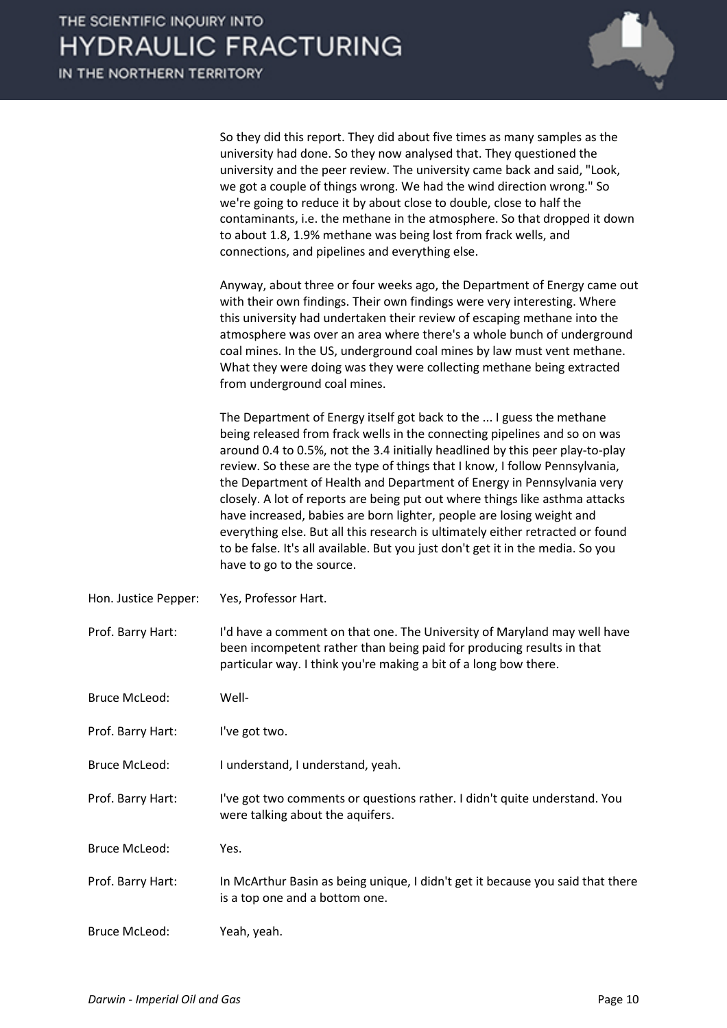So they did this report. They did about five times as many samples as the university had done. So they now analysed that. They questioned the university and the peer review. The university came back and said, "Look, we got a couple of things wrong. We had the wind direction wrong." So we're going to reduce it by about close to double, close to half the contaminants, i.e. the methane in the atmosphere. So that dropped it down to about 1.8, 1.9% methane was being lost from frack wells, and connections, and pipelines and everything else.

Anyway, about three or four weeks ago, the Department of Energy came out with their own findings. Their own findings were very interesting. Where this university had undertaken their review of escaping methane into the atmosphere was over an area where there's a whole bunch of underground coal mines. In the US, underground coal mines by law must vent methane. What they were doing was they were collecting methane being extracted from underground coal mines.

The Department of Energy itself got back to the ... I guess the methane being released from frack wells in the connecting pipelines and so on was around 0.4 to 0.5%, not the 3.4 initially headlined by this peer play-to-play review. So these are the type of things that I know, I follow Pennsylvania, the Department of Health and Department of Energy in Pennsylvania very closely. A lot of reports are being put out where things like asthma attacks have increased, babies are born lighter, people are losing weight and everything else. But all this research is ultimately either retracted or found to be false. It's all available. But you just don't get it in the media. So you have to go to the source.

Hon. Justice Pepper: Yes, Professor Hart.

Prof. Barry Hart: I'd have a comment on that one. The University of Maryland may well have been incompetent rather than being paid for producing results in that particular way. I think you're making a bit of a long bow there.

Bruce McLeod: Well-

Prof. Barry Hart: I've got two.

Bruce McLeod: I understand, I understand, yeah.

Prof. Barry Hart: I've got two comments or questions rather. I didn't quite understand. You were talking about the aquifers.

Bruce McLeod: Yes.

Prof. Barry Hart: In McArthur Basin as being unique, I didn't get it because you said that there is a top one and a bottom one.

Bruce McLeod: Yeah, yeah.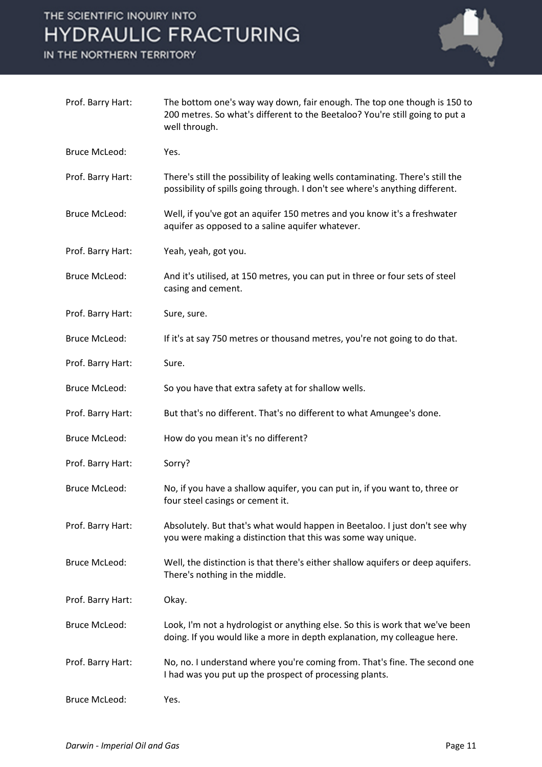Prof. Barry Hart: The bottom one's way way down, fair enough. The top one though is 150 to 200 metres. So what's different to the Beetaloo? You're still going to put a well through.

Bruce McLeod: Yes.

Prof. Barry Hart: There's still the possibility of leaking wells contaminating. There's still the possibility of spills going through. I don't see where's anything different.

Bruce McLeod: Well, if you've got an aquifer 150 metres and you know it's a freshwater aquifer as opposed to a saline aquifer whatever.

Prof. Barry Hart: Yeah, yeah, got you.

Bruce McLeod: And it's utilised, at 150 metres, you can put in three or four sets of steel casing and cement.

Prof. Barry Hart: Sure, sure.

Bruce McLeod: If it's at say 750 metres or thousand metres, you're not going to do that.

Prof. Barry Hart: Sure.

Bruce McLeod: So you have that extra safety at for shallow wells.

Prof. Barry Hart: But that's no different. That's no different to what Amungee's done.

Bruce McLeod: How do you mean it's no different?

Prof. Barry Hart: Sorry?

Bruce McLeod: No, if you have a shallow aquifer, you can put in, if you want to, three or four steel casings or cement it.

Prof. Barry Hart: Absolutely. But that's what would happen in Beetaloo. I just don't see why you were making a distinction that this was some way unique.

Bruce McLeod: Well, the distinction is that there's either shallow aquifers or deep aquifers. There's nothing in the middle.

Prof. Barry Hart: Okay.

Bruce McLeod: Look, I'm not a hydrologist or anything else. So this is work that we've been doing. If you would like a more in depth explanation, my colleague here.

Prof. Barry Hart: No, no. I understand where you're coming from. That's fine. The second one I had was you put up the prospect of processing plants.

Bruce McLeod: Yes.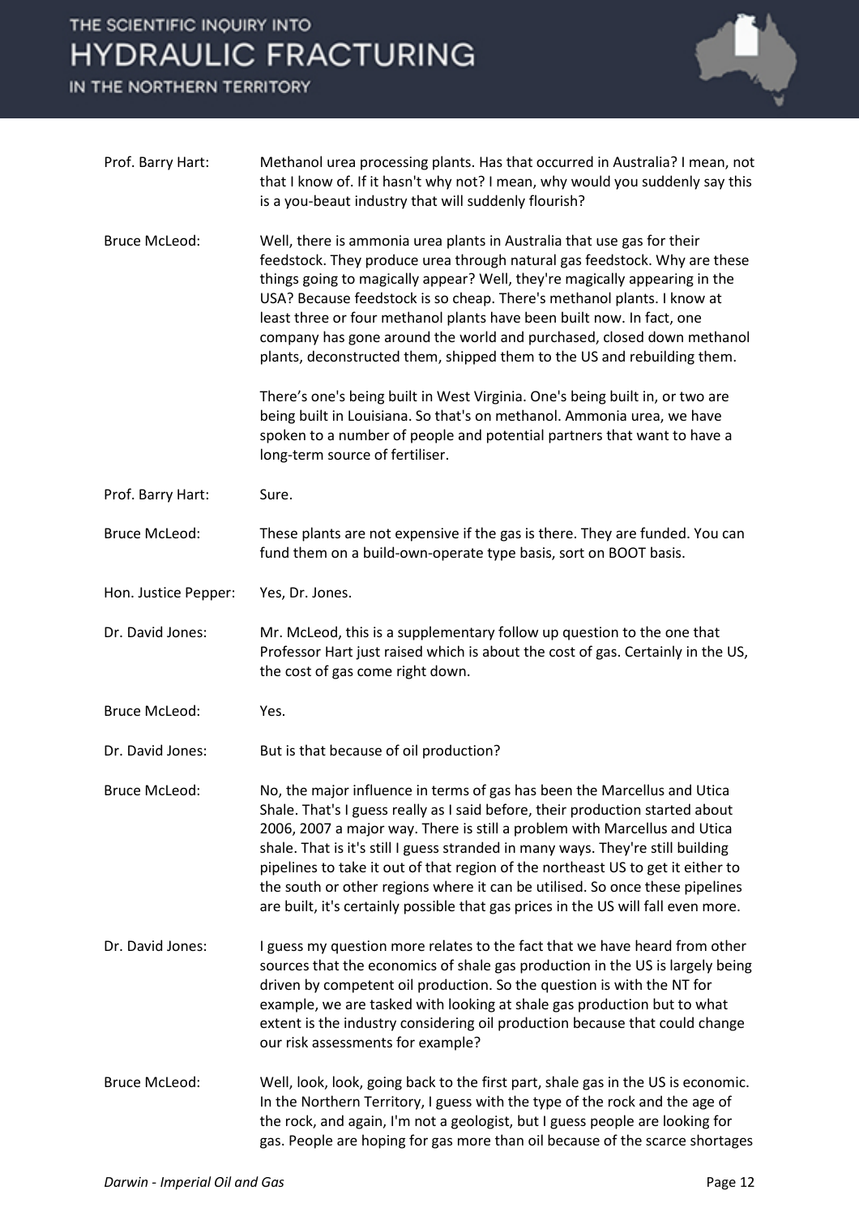Prof. Barry Hart: Methanol urea processing plants. Has that occurred in Australia? I mean, not that I know of. If it hasn't why not? I mean, why would you suddenly say this is a you-beaut industry that will suddenly flourish?

Bruce McLeod: Well, there is ammonia urea plants in Australia that use gas for their feedstock. They produce urea through natural gas feedstock. Why are these things going to magically appear? Well, they're magically appearing in the USA? Because feedstock is so cheap. There's methanol plants. I know at least three or four methanol plants have been built now. In fact, one company has gone around the world and purchased, closed down methanol plants, deconstructed them, shipped them to the US and rebuilding them.

There's one's being built in West Virginia. One's being built in, or two are being built in Louisiana. So that's on methanol. Ammonia urea, we have spoken to a number of people and potential partners that want to have a long-term source of fertiliser.

Prof. Barry Hart: Sure.

Bruce McLeod: These plants are not expensive if the gas is there. They are funded. You can fund them on a build-own-operate type basis, sort on BOOT basis.

Hon. Justice Pepper: Yes, Dr. Jones.

Dr. David Jones: Mr. McLeod, this is a supplementary follow up question to the one that Professor Hart just raised which is about the cost of gas. Certainly in the US, the cost of gas come right down.

Bruce McLeod: Yes.

Dr. David Jones: But is that because of oil production?

Bruce McLeod: No, the major influence in terms of gas has been the Marcellus and Utica Shale. That's I guess really as I said before, their production started about 2006, 2007 a major way. There is still a problem with Marcellus and Utica shale. That is it's still I guess stranded in many ways. They're still building pipelines to take it out of that region of the northeast US to get it either to the south or other regions where it can be utilised. So once these pipelines are built, it's certainly possible that gas prices in the US will fall even more.

Dr. David Jones: I guess my question more relates to the fact that we have heard from other sources that the economics of shale gas production in the US is largely being driven by competent oil production. So the question is with the NT for example, we are tasked with looking at shale gas production but to what extent is the industry considering oil production because that could change our risk assessments for example?

Bruce McLeod: Well, look, look, going back to the first part, shale gas in the US is economic. In the Northern Territory, I guess with the type of the rock and the age of the rock, and again, I'm not a geologist, but I guess people are looking for gas. People are hoping for gas more than oil because of the scarce shortages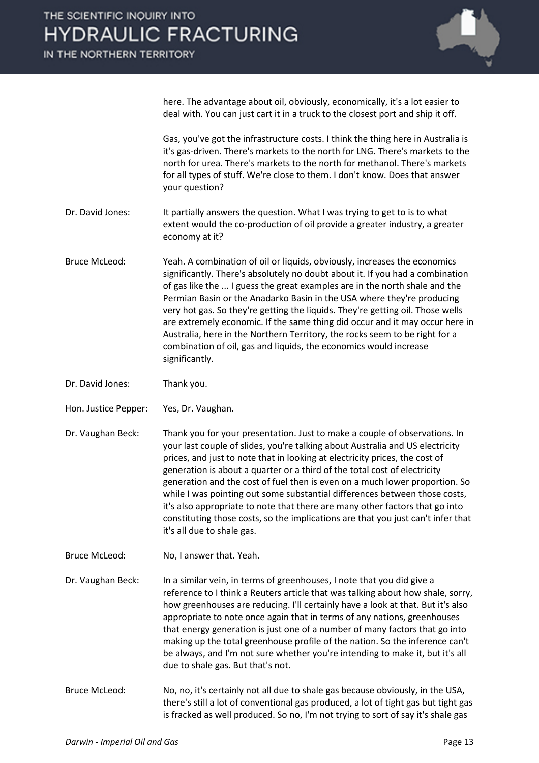here. The advantage about oil, obviously, economically, it's a lot easier to deal with. You can just cart it in a truck to the closest port and ship it off.

Gas, you've got the infrastructure costs. I think the thing here in Australia is it's gas-driven. There's markets to the north for LNG. There's markets to the north for urea. There's markets to the north for methanol. There's markets for all types of stuff. We're close to them. I don't know. Does that answer your question?

**Dr. David Jones:** It partially answers the question. What I was trying to get to is to what extent would the co-production of oil provide a greater industry, a greater economy at it?

**Bruce McLeod:** Yeah. A combination of oil or liquids, obviously, increases the economics significantly. There's absolutely no doubt about it. If you had a combination of gas like the ... I guess the great examples are in the north shale and the Permian Basin or the Anadarko Basin in the USA where they're producing very hot gas. So they're getting the liquids. They're getting oil. Those wells are extremely economic. If the same thing did occur and it may occur here in Australia, here in the Northern Territory, the rocks seem to be right for a combination of oil, gas and liquids, the economics would increase significantly.

**Dr. David Jones:** Thank you.

**Hon. Justice Pepper:** Yes, Dr. Vaughan.

**Dr. Vaughan Beck:** Thank you for your presentation. Just to make a couple of observations. In your last couple of slides, you're talking about Australia and US electricity prices, and just to note that in looking at electricity prices, the cost of generation is about a quarter or a third of the total cost of electricity generation and the cost of fuel then is even on a much lower proportion. So while I was pointing out some substantial differences between those costs, it's also appropriate to note that there are many other factors that go into constituting those costs, so the implications are that you just can't infer that it's all due to shale gas.

**Bruce McLeod:** No, I answer that. Yeah.

**Dr. Vaughan Beck:** In a similar vein, in terms of greenhouses, I note that you did give a reference to I think a Reuters article that was talking about how shale, sorry, how greenhouses are reducing. I'll certainly have a look at that. But it's also appropriate to note once again that in terms of any nations, greenhouses that energy generation is just one of a many factors that go into making up the total greenhouse profile of the nation. So the inference can't be always, and I'm not sure whether you're intending to make it, but it's all due to shale gas. But that's not.

**Bruce McLeod:** No, no, it's certainly not all due to shale gas because obviously, in the USA, there's still a lot of conventional gas produced, a lot of tight gas but tight gas is fracked as well produced. So no, I'm not trying to sort of say it's shale gas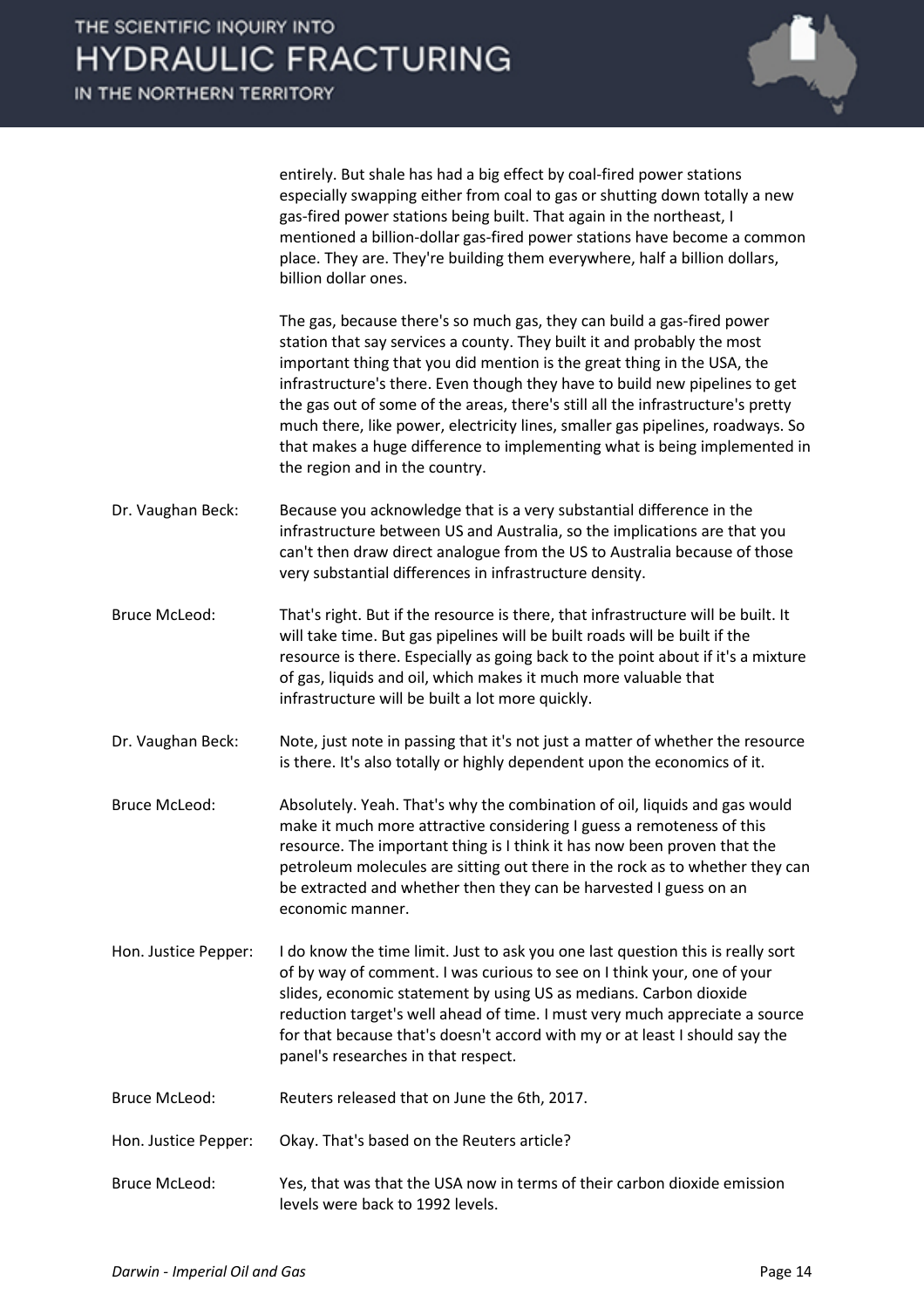entirely. But shale has had a big effect by coal-fired power stations especially swapping either from coal to gas or shutting down totally a new gas-fired power stations being built. That again in the northeast, I mentioned a billion-dollar gas-fired power stations have become a common place. They are. They're building them everywhere, half a billion dollars, billion dollar ones.

The gas, because there's so much gas, they can build a gas-fired power station that say services a county. They built it and probably the most important thing that you did mention is the great thing in the USA, the infrastructure's there. Even though they have to build new pipelines to get the gas out of some of the areas, there's still all the infrastructure's pretty much there, like power, electricity lines, smaller gas pipelines, roadways. So that makes a huge difference to implementing what is being implemented in the region and in the country.

Dr. Vaughan Beck: Because you acknowledge that is a very substantial difference in the infrastructure between US and Australia, so the implications are that you can't then draw direct analogue from the US to Australia because of those very substantial differences in infrastructure density.

Bruce McLeod: That's right. But if the resource is there, that infrastructure will be built. It will take time. But gas pipelines will be built roads will be built if the resource is there. Especially as going back to the point about if it's a mixture of gas, liquids and oil, which makes it much more valuable that infrastructure will be built a lot more quickly.

Dr. Vaughan Beck: Note, just note in passing that it's not just a matter of whether the resource is there. It's also totally or highly dependent upon the economics of it.

Bruce McLeod: Absolutely. Yeah. That's why the combination of oil, liquids and gas would make it much more attractive considering I guess a remoteness of this resource. The important thing is I think it has now been proven that the petroleum molecules are sitting out there in the rock as to whether they can be extracted and whether then they can be harvested I guess on an economic manner.

Hon. Justice Pepper: I do know the time limit. Just to ask you one last question this is really sort of by way of comment. I was curious to see on I think your, one of your slides, economic statement by using US as medians. Carbon dioxide reduction target's well ahead of time. I must very much appreciate a source for that because that's doesn't accord with my or at least I should say the panel's researches in that respect.

Bruce McLeod: Reuters released that on June the 6th, 2017.

Hon. Justice Pepper: Okay. That's based on the Reuters article?

Bruce McLeod: Yes, that was that the USA now in terms of their carbon dioxide emission levels were back to 1992 levels.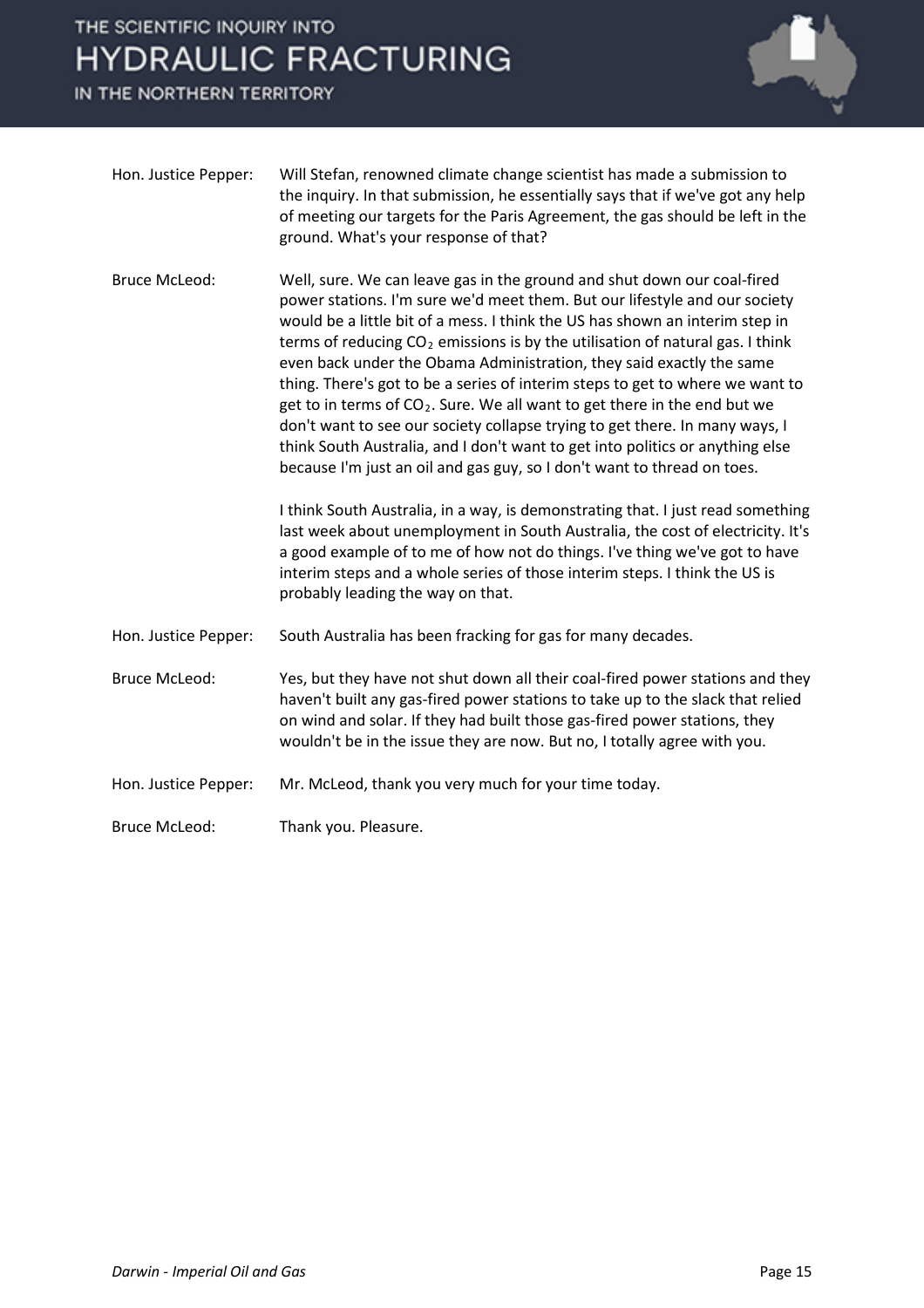Hon. Justice Pepper: Will Stefan, renowned climate change scientist has made a submission to the inquiry. In that submission, he essentially says that if we've got any help of meeting our targets for the Paris Agreement, the gas should be left in the ground. What's your response of that?

Bruce McLeod: Well, sure. We can leave gas in the ground and shut down our coal-fired power stations. I'm sure we'd meet them. But our lifestyle and our society would be a little bit of a mess. I think the US has shown an interim step in terms of reducing $CO_2$ emissions is by the utilisation of natural gas. I think even back under the Obama Administration, they said exactly the same thing. There's got to be a series of interim steps to get to where we want to get to in terms of $CO_2$. Sure. We all want to get there in the end but we don't want to see our society collapse trying to get there. In many ways, I think South Australia, and I don't want to get into politics or anything else because I'm just an oil and gas guy, so I don't want to thread on toes.

I think South Australia, in a way, is demonstrating that. I just read something last week about unemployment in South Australia, the cost of electricity. It's a good example of to me of how not do things. I've thing we've got to have interim steps and a whole series of those interim steps. I think the US is probably leading the way on that.

Hon. Justice Pepper: South Australia has been fracking for gas for many decades.

Bruce McLeod: Yes, but they have not shut down all their coal-fired power stations and they haven't built any gas-fired power stations to take up to the slack that relied on wind and solar. If they had built those gas-fired power stations, they wouldn't be in the issue they are now. But no, I totally agree with you.

Hon. Justice Pepper: Mr. McLeod, thank you very much for your time today.

Bruce McLeod: Thank you. Pleasure.